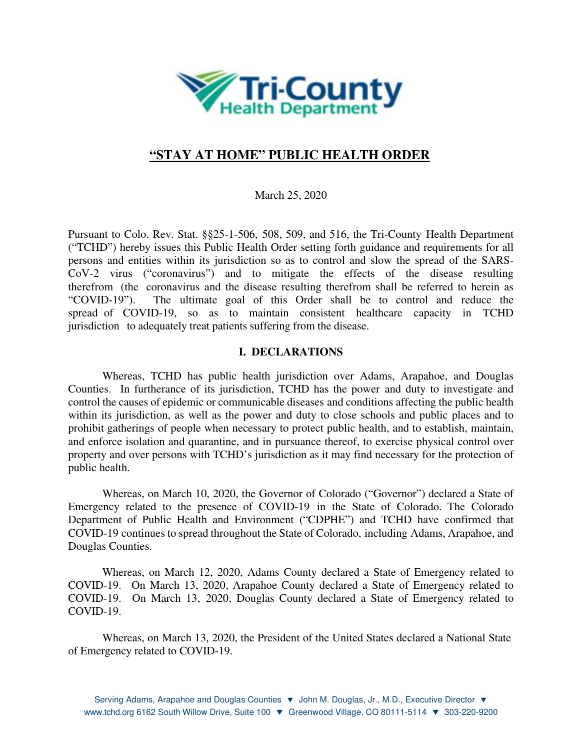# "STAY AT HOME" PUBLIC HEALTH ORDER

March 25, 2020

Pursuant to Colo. Rev. Stat. §§25-1-506, 508, 509, and 516, the Tri-County Health Department ("TCHD") hereby issues this Public Health Order setting forth guidance and requirements for all persons and entities within its jurisdiction so as to control and slow the spread of the SARS-CoV-2 virus ("coronavirus") and to mitigate the effects of the disease resulting therefrom (the coronavirus and the disease resulting therefrom shall be referred to herein as "COVID-19"). The ultimate goal of this Order shall be to control and reduce the spread of COVID-19, so as to maintain consistent healthcare capacity in TCHD jurisdiction to adequately treat patients suffering from the disease.

## I. DECLARATIONS

Whereas, TCHD has public health jurisdiction over Adams, Arapahoe, and Douglas Counties. In furtherance of its jurisdiction, TCHD has the power and duty to investigate and control the causes of epidemic or communicable diseases and conditions affecting the public health within its jurisdiction, as well as the power and duty to close schools and public places and to prohibit gatherings of people when necessary to protect public health, and to establish, maintain, and enforce isolation and quarantine, and in pursuance thereof, to exercise physical control over property and over persons with TCHD's jurisdiction as it may find necessary for the protection of public health.

Whereas, on March 10, 2020, the Governor of Colorado ("Governor") declared a State of Emergency related to the presence of COVID-19 in the State of Colorado. The Colorado Department of Public Health and Environment ("CDPHE") and TCHD have confirmed that COVID-19 continues to spread throughout the State of Colorado, including Adams, Arapahoe, and Douglas Counties.

Whereas, on March 12, 2020, Adams County declared a State of Emergency related to COVID-19. On March 13, 2020, Arapahoe County declared a State of Emergency related to COVID-19. On March 13, 2020, Douglas County declared a State of Emergency related to COVID-19.

Whereas, on March 13, 2020, the President of the United States declared a National State of Emergency related to COVID-19.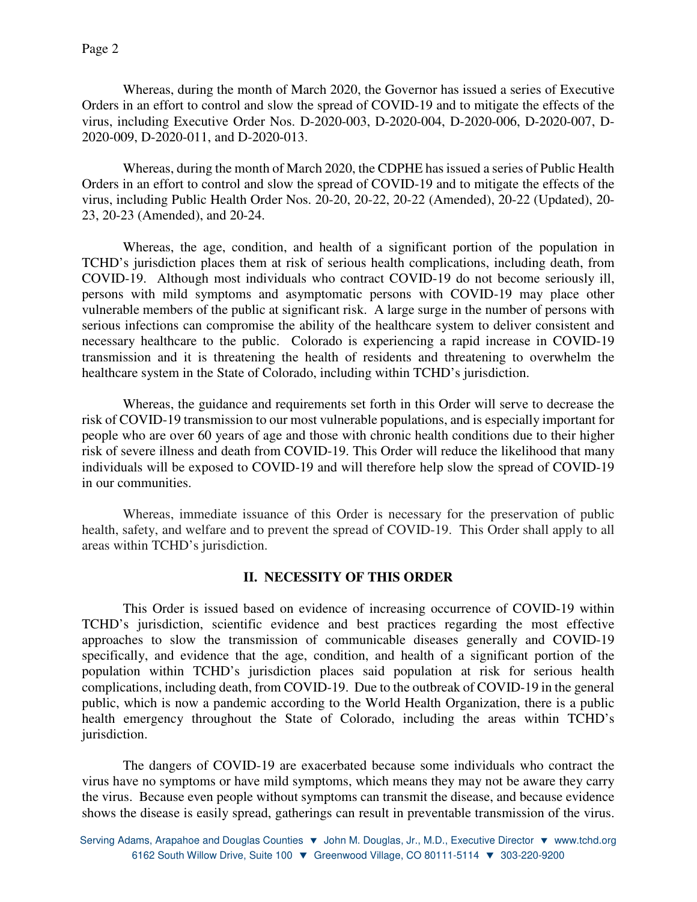Whereas, during the month of March 2020, the Governor has issued a series of Executive Orders in an effort to control and slow the spread of COVID-19 and to mitigate the effects of the virus, including Executive Order Nos. D-2020-003, D-2020-004, D-2020-006, D-2020-007, D-2020-009, D-2020-011, and D-2020-013.

Whereas, during the month of March 2020, the CDPHE has issued a series of Public Health Orders in an effort to control and slow the spread of COVID-19 and to mitigate the effects of the virus, including Public Health Order Nos. 20-20, 20-22, 20-22 (Amended), 20-22 (Updated), 20-23, 20-23 (Amended), and 20-24.

Whereas, the age, condition, and health of a significant portion of the population in TCHD's jurisdiction places them at risk of serious health complications, including death, from COVID-19. Although most individuals who contract COVID-19 do not become seriously ill, persons with mild symptoms and asymptomatic persons with COVID-19 may place other vulnerable members of the public at significant risk. A large surge in the number of persons with serious infections can compromise the ability of the healthcare system to deliver consistent and necessary healthcare to the public. Colorado is experiencing a rapid increase in COVID-19 transmission and it is threatening the health of residents and threatening to overwhelm the healthcare system in the State of Colorado, including within TCHD's jurisdiction.

Whereas, the guidance and requirements set forth in this Order will serve to decrease the risk of COVID-19 transmission to our most vulnerable populations, and is especially important for people who are over 60 years of age and those with chronic health conditions due to their higher risk of severe illness and death from COVID-19. This Order will reduce the likelihood that many individuals will be exposed to COVID-19 and will therefore help slow the spread of COVID-19 in our communities.

Whereas, immediate issuance of this Order is necessary for the preservation of public health, safety, and welfare and to prevent the spread of COVID-19. This Order shall apply to all areas within TCHD's jurisdiction.

## II. NECESSITY OF THIS ORDER

This Order is issued based on evidence of increasing occurrence of COVID-19 within TCHD's jurisdiction, scientific evidence and best practices regarding the most effective approaches to slow the transmission of communicable diseases generally and COVID-19 specifically, and evidence that the age, condition, and health of a significant portion of the population within TCHD's jurisdiction places said population at risk for serious health complications, including death, from COVID-19. Due to the outbreak of COVID-19 in the general public, which is now a pandemic according to the World Health Organization, there is a public health emergency throughout the State of Colorado, including the areas within TCHD's jurisdiction.

The dangers of COVID-19 are exacerbated because some individuals who contract the virus have no symptoms or have mild symptoms, which means they may not be aware they carry the virus. Because even people without symptoms can transmit the disease, and because evidence shows the disease is easily spread, gatherings can result in preventable transmission of the virus.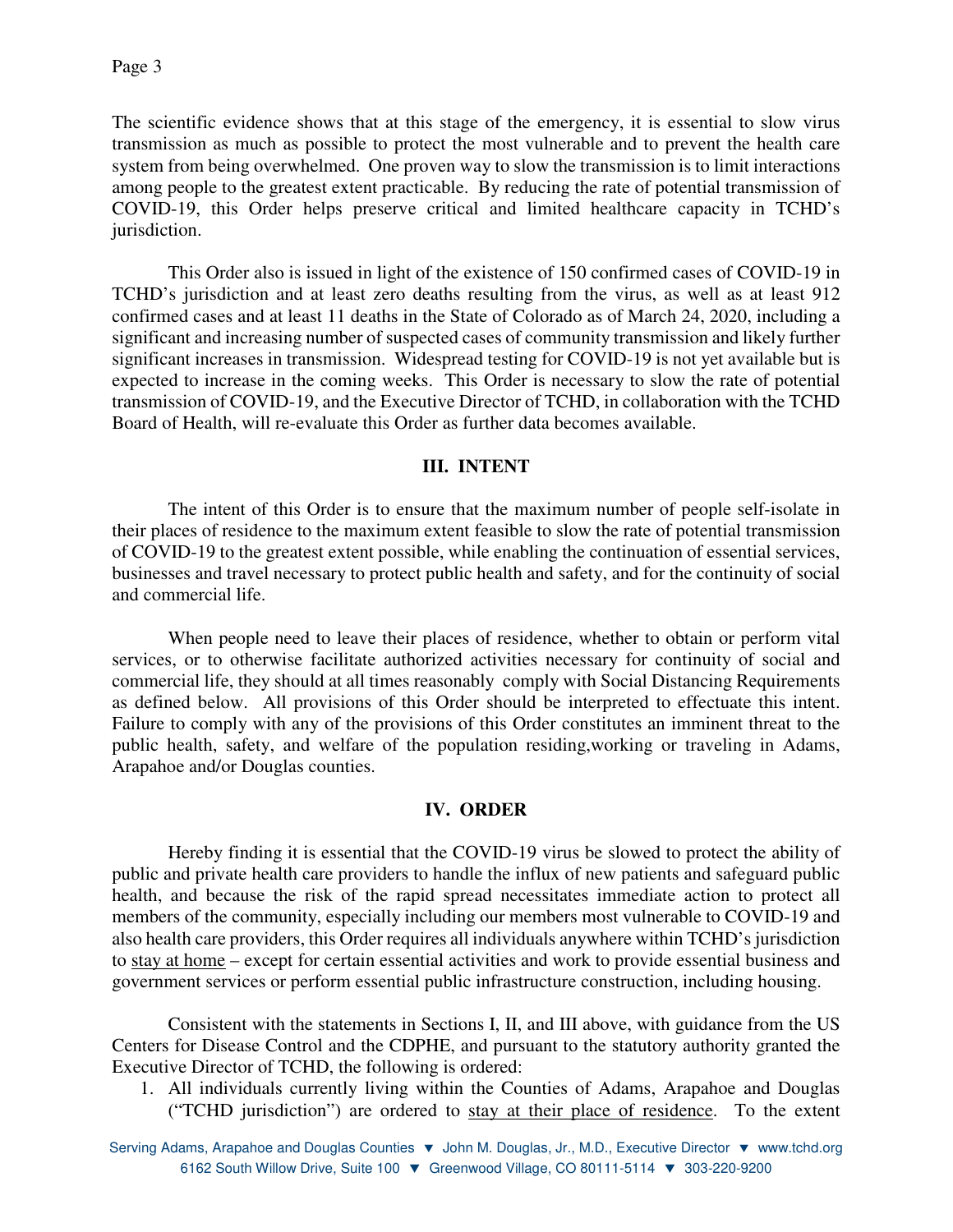The scientific evidence shows that at this stage of the emergency, it is essential to slow virus transmission as much as possible to protect the most vulnerable and to prevent the health care system from being overwhelmed. One proven way to slow the transmission is to limit interactions among people to the greatest extent practicable. By reducing the rate of potential transmission of COVID-19, this Order helps preserve critical and limited healthcare capacity in TCHD's jurisdiction.

This Order also is issued in light of the existence of 150 confirmed cases of COVID-19 in TCHD's jurisdiction and at least zero deaths resulting from the virus, as well as at least 912 confirmed cases and at least 11 deaths in the State of Colorado as of March 24, 2020, including a significant and increasing number of suspected cases of community transmission and likely further significant increases in transmission. Widespread testing for COVID-19 is not yet available but is expected to increase in the coming weeks. This Order is necessary to slow the rate of potential transmission of COVID-19, and the Executive Director of TCHD, in collaboration with the TCHD Board of Health, will re-evaluate this Order as further data becomes available.

## III. INTENT

The intent of this Order is to ensure that the maximum number of people self-isolate in their places of residence to the maximum extent feasible to slow the rate of potential transmission of COVID-19 to the greatest extent possible, while enabling the continuation of essential services, businesses and travel necessary to protect public health and safety, and for the continuity of social and commercial life.

When people need to leave their places of residence, whether to obtain or perform vital services, or to otherwise facilitate authorized activities necessary for continuity of social and commercial life, they should at all times reasonably comply with Social Distancing Requirements as defined below. All provisions of this Order should be interpreted to effectuate this intent. Failure to comply with any of the provisions of this Order constitutes an imminent threat to the public health, safety, and welfare of the population residing,working or traveling in Adams, Arapahoe and/or Douglas counties.

## IV. ORDER

Hereby finding it is essential that the COVID-19 virus be slowed to protect the ability of public and private health care providers to handle the influx of new patients and safeguard public health, and because the risk of the rapid spread necessitates immediate action to protect all members of the community, especially including our members most vulnerable to COVID-19 and also health care providers, this Order requires all individuals anywhere within TCHD's jurisdiction to stay at home – except for certain essential activities and work to provide essential business and government services or perform essential public infrastructure construction, including housing.

Consistent with the statements in Sections I, II, and III above, with guidance from the US Centers for Disease Control and the CDPHE, and pursuant to the statutory authority granted the Executive Director of TCHD, the following is ordered:

1. All individuals currently living within the Counties of Adams, Arapahoe and Douglas ("TCHD jurisdiction") are ordered to stay at their place of residence. To the extent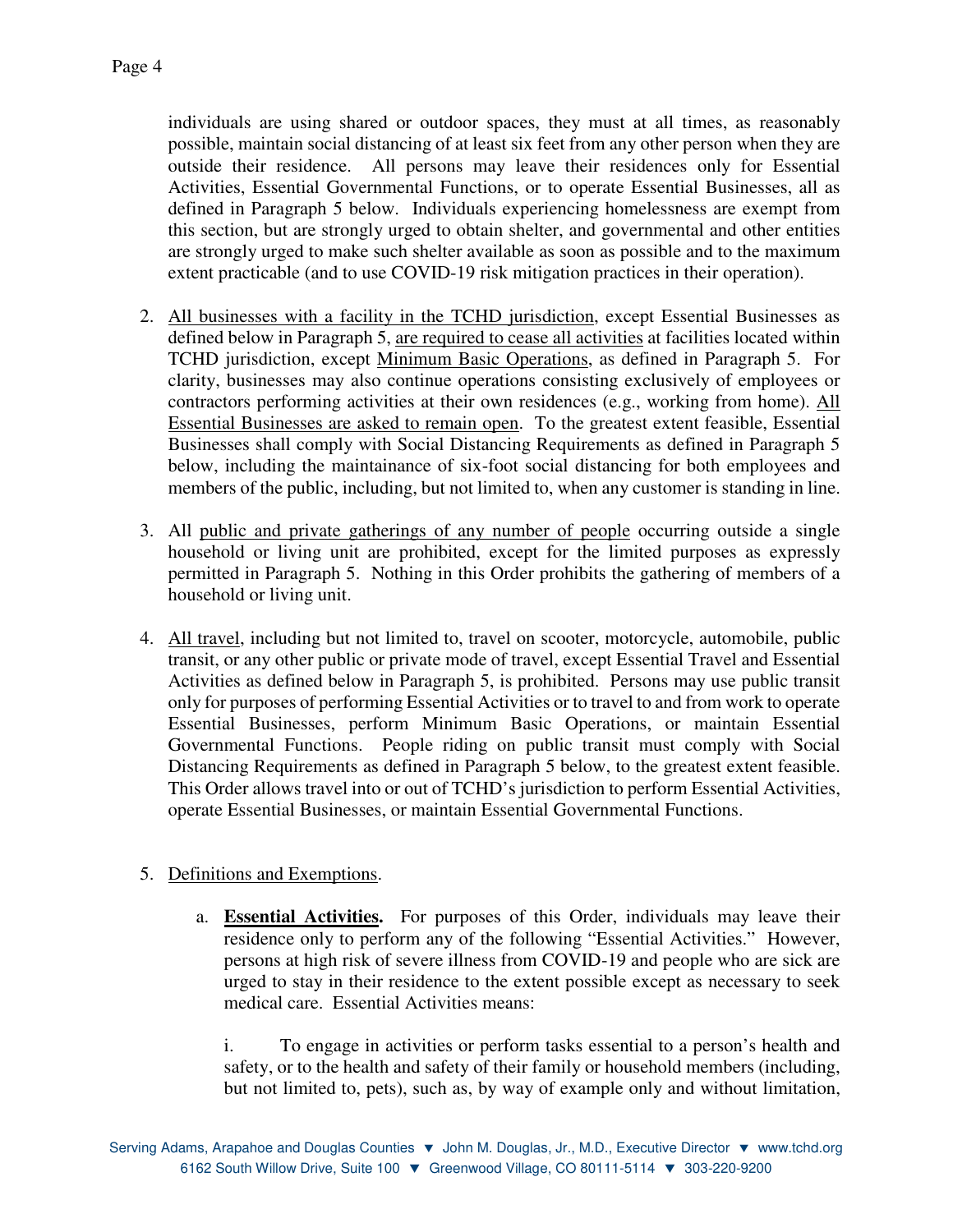individuals are using shared or outdoor spaces, they must at all times, as reasonably possible, maintain social distancing of at least six feet from any other person when they are outside their residence. All persons may leave their residences only for Essential Activities, Essential Governmental Functions, or to operate Essential Businesses, all as defined in Paragraph 5 below. Individuals experiencing homelessness are exempt from this section, but are strongly urged to obtain shelter, and governmental and other entities are strongly urged to make such shelter available as soon as possible and to the maximum extent practicable (and to use COVID-19 risk mitigation practices in their operation).

2. <u>All businesses with a facility in the TCHD jurisdiction</u>, except Essential Businesses as defined below in Paragraph 5, <u>are required to cease all activities</u> at facilities located within TCHD jurisdiction, except <u>Minimum Basic Operations</u>, as defined in Paragraph 5. For clarity, businesses may also continue operations consisting exclusively of employees or contractors performing activities at their own residences (e.g., working from home). <u>All Essential Businesses are asked to remain open</u>. To the greatest extent feasible, Essential Businesses shall comply with Social Distancing Requirements as defined in Paragraph 5 below, including the maintainance of six-foot social distancing for both employees and members of the public, including, but not limited to, when any customer is standing in line.

3. All <u>public and private gatherings of any number of people</u> occurring outside a single household or living unit are prohibited, except for the limited purposes as expressly permitted in Paragraph 5. Nothing in this Order prohibits the gathering of members of a household or living unit.

4. <u>All travel</u>, including but not limited to, travel on scooter, motorcycle, automobile, public transit, or any other public or private mode of travel, except Essential Travel and Essential Activities as defined below in Paragraph 5, is prohibited. Persons may use public transit only for purposes of performing Essential Activities or to travel to and from work to operate Essential Businesses, perform Minimum Basic Operations, or maintain Essential Governmental Functions. People riding on public transit must comply with Social Distancing Requirements as defined in Paragraph 5 below, to the greatest extent feasible. This Order allows travel into or out of TCHD's jurisdiction to perform Essential Activities, operate Essential Businesses, or maintain Essential Governmental Functions.

5. <u>Definitions and Exemptions</u>.

   a. **<u>Essential Activities.</u>** For purposes of this Order, individuals may leave their residence only to perform any of the following "Essential Activities." However, persons at high risk of severe illness from COVID-19 and people who are sick are urged to stay in their residence to the extent possible except as necessary to seek medical care. Essential Activities means:

      i. To engage in activities or perform tasks essential to a person's health and safety, or to the health and safety of their family or household members (including, but not limited to, pets), such as, by way of example only and without limitation,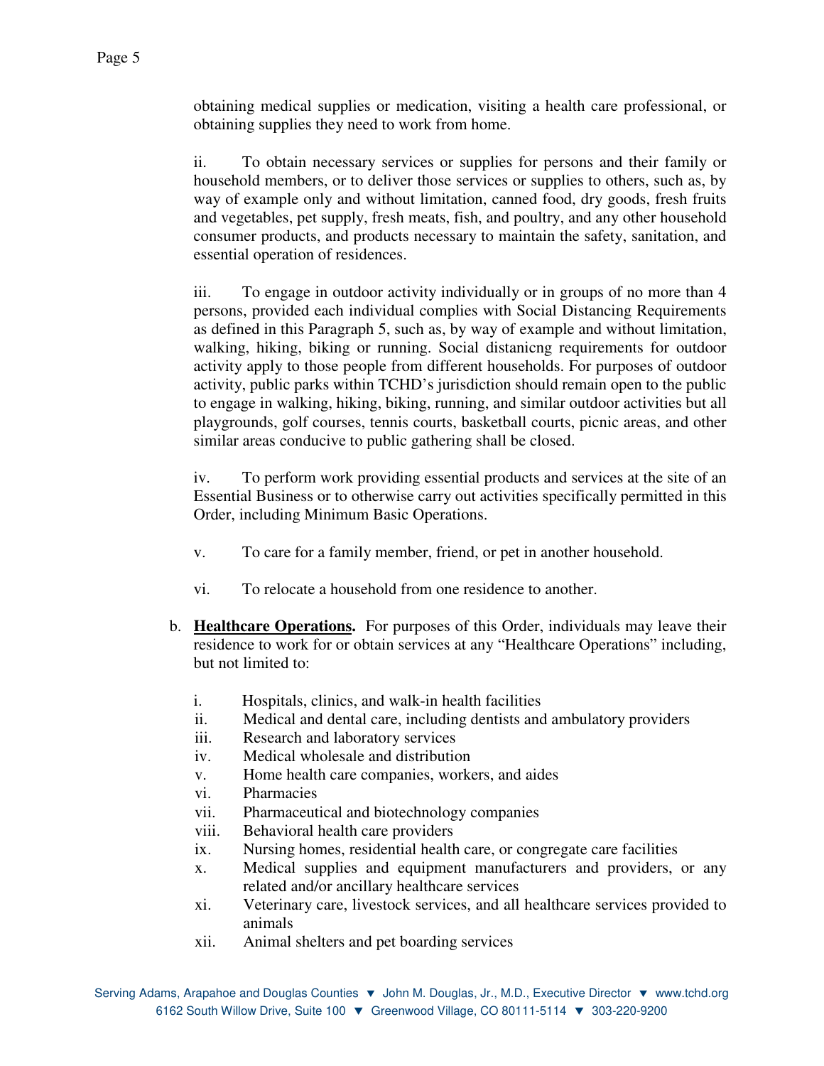obtaining medical supplies or medication, visiting a health care professional, or obtaining supplies they need to work from home.

ii. To obtain necessary services or supplies for persons and their family or household members, or to deliver those services or supplies to others, such as, by way of example only and without limitation, canned food, dry goods, fresh fruits and vegetables, pet supply, fresh meats, fish, and poultry, and any other household consumer products, and products necessary to maintain the safety, sanitation, and essential operation of residences.

iii. To engage in outdoor activity individually or in groups of no more than 4 persons, provided each individual complies with Social Distancing Requirements as defined in this Paragraph 5, such as, by way of example and without limitation, walking, hiking, biking or running. Social distanicng requirements for outdoor activity apply to those people from different households. For purposes of outdoor activity, public parks within TCHD's jurisdiction should remain open to the public to engage in walking, hiking, biking, running, and similar outdoor activities but all playgrounds, golf courses, tennis courts, basketball courts, picnic areas, and other similar areas conducive to public gathering shall be closed.

iv. To perform work providing essential products and services at the site of an Essential Business or to otherwise carry out activities specifically permitted in this Order, including Minimum Basic Operations.

v. To care for a family member, friend, or pet in another household.

vi. To relocate a household from one residence to another.

b. **Healthcare Operations.** For purposes of this Order, individuals may leave their residence to work for or obtain services at any "Healthcare Operations" including, but not limited to:

i. Hospitals, clinics, and walk-in health facilities
ii. Medical and dental care, including dentists and ambulatory providers
iii. Research and laboratory services
iv. Medical wholesale and distribution
v. Home health care companies, workers, and aides
vi. Pharmacies
vii. Pharmaceutical and biotechnology companies
viii. Behavioral health care providers
ix. Nursing homes, residential health care, or congregate care facilities
x. Medical supplies and equipment manufacturers and providers, or any related and/or ancillary healthcare services
xi. Veterinary care, livestock services, and all healthcare services provided to animals
xii. Animal shelters and pet boarding services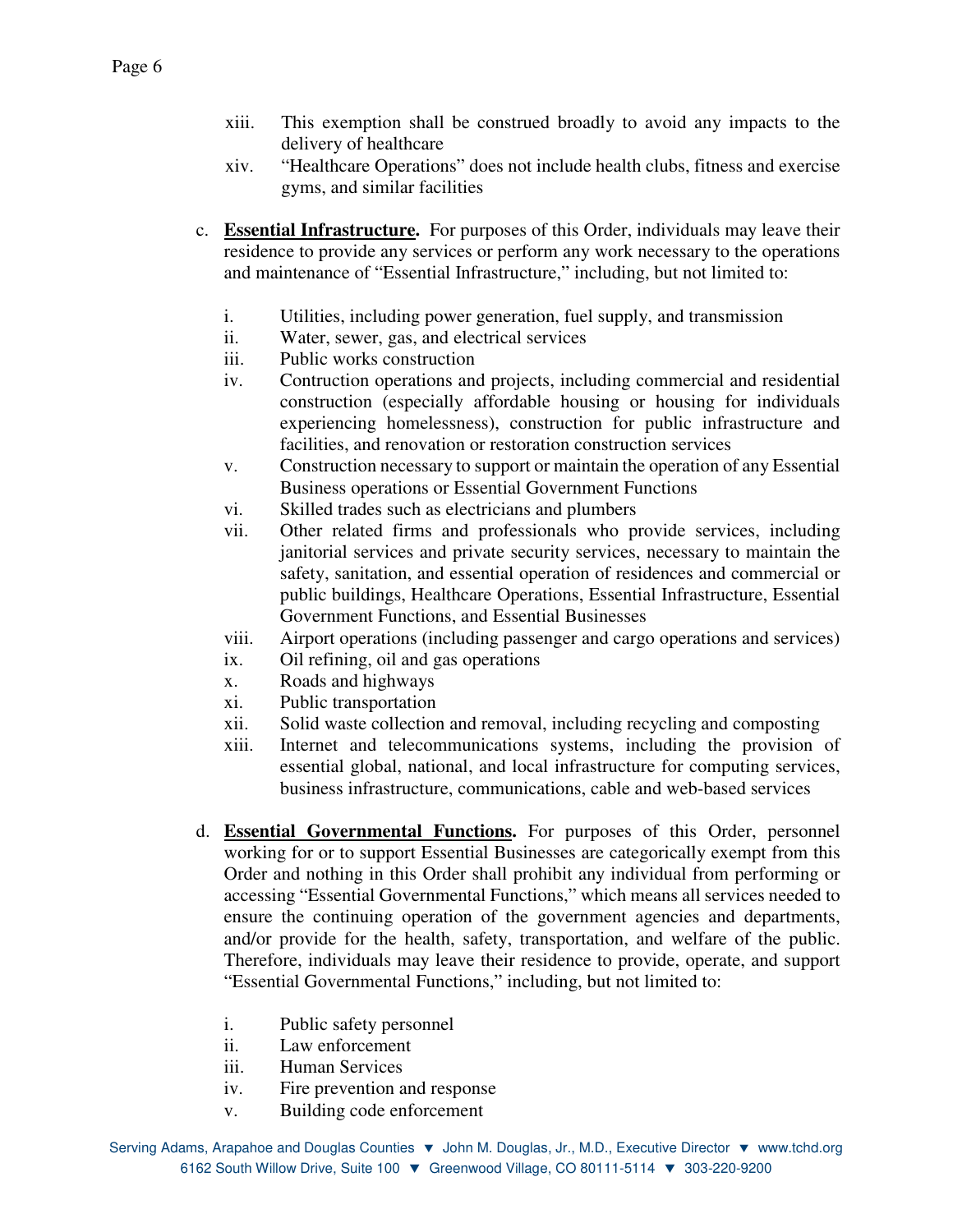xiii. This exemption shall be construed broadly to avoid any impacts to the delivery of healthcare

xiv. "Healthcare Operations" does not include health clubs, fitness and exercise gyms, and similar facilities

c. **<u>Essential Infrastructure</u>.** For purposes of this Order, individuals may leave their residence to provide any services or perform any work necessary to the operations and maintenance of "Essential Infrastructure," including, but not limited to:

   i. Utilities, including power generation, fuel supply, and transmission
   ii. Water, sewer, gas, and electrical services
   iii. Public works construction
   iv. Contruction operations and projects, including commercial and residential construction (especially affordable housing or housing for individuals experiencing homelessness), construction for public infrastructure and facilities, and renovation or restoration construction services
   v. Construction necessary to support or maintain the operation of any Essential Business operations or Essential Government Functions
   vi. Skilled trades such as electricians and plumbers
   vii. Other related firms and professionals who provide services, including janitorial services and private security services, necessary to maintain the safety, sanitation, and essential operation of residences and commercial or public buildings, Healthcare Operations, Essential Infrastructure, Essential Government Functions, and Essential Businesses
   viii. Airport operations (including passenger and cargo operations and services)
   ix. Oil refining, oil and gas operations
   x. Roads and highways
   xi. Public transportation
   xii. Solid waste collection and removal, including recycling and composting
   xiii. Internet and telecommunications systems, including the provision of essential global, national, and local infrastructure for computing services, business infrastructure, communications, cable and web-based services

d. **<u>Essential Governmental Functions</u>.** For purposes of this Order, personnel working for or to support Essential Businesses are categorically exempt from this Order and nothing in this Order shall prohibit any individual from performing or accessing "Essential Governmental Functions," which means all services needed to ensure the continuing operation of the government agencies and departments, and/or provide for the health, safety, transportation, and welfare of the public. Therefore, individuals may leave their residence to provide, operate, and support "Essential Governmental Functions," including, but not limited to:

   i. Public safety personnel
   ii. Law enforcement
   iii. Human Services
   iv. Fire prevention and response
   v. Building code enforcement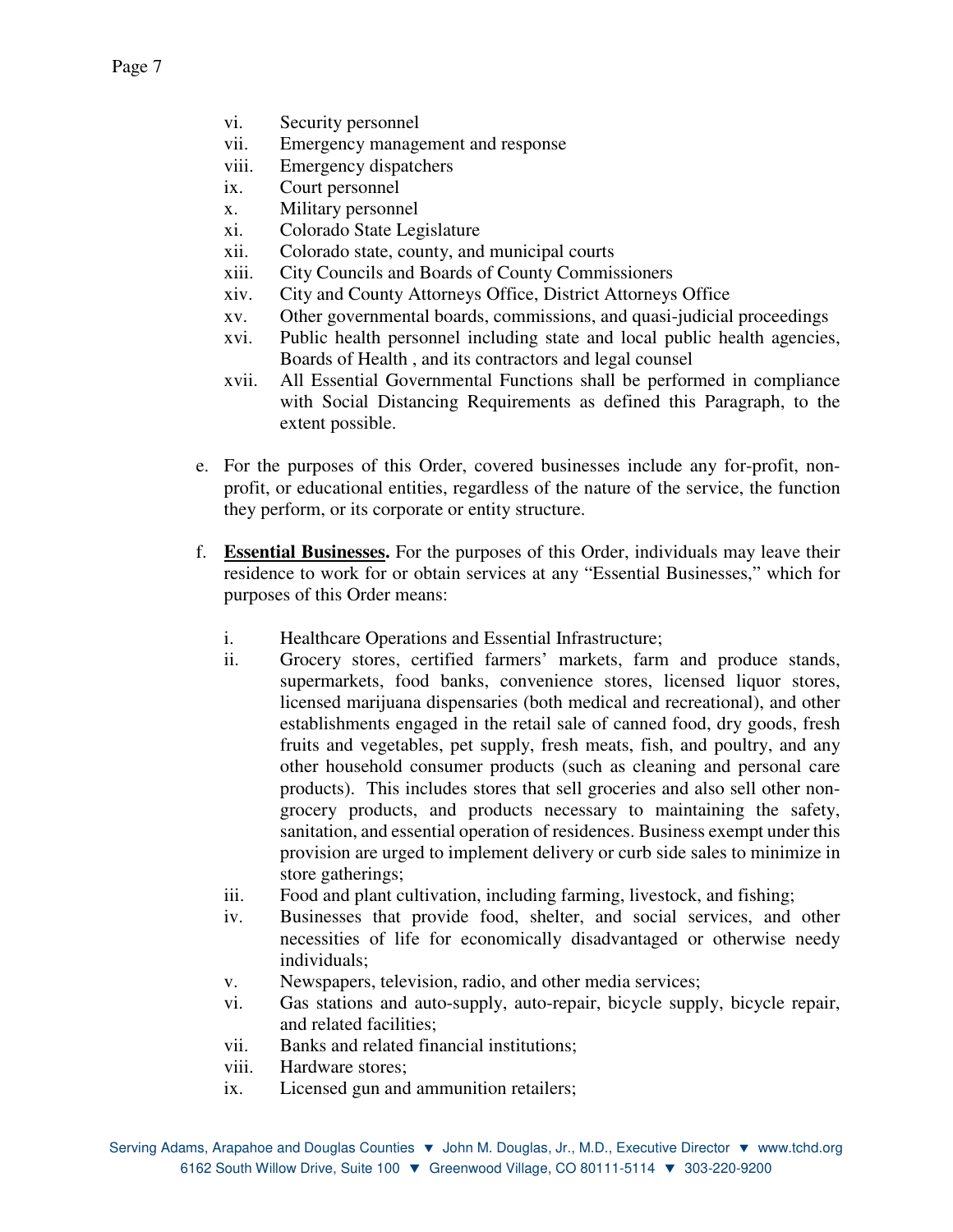vi. Security personnel
vii. Emergency management and response
viii. Emergency dispatchers
ix. Court personnel
x. Military personnel
xi. Colorado State Legislature
xii. Colorado state, county, and municipal courts
xiii. City Councils and Boards of County Commissioners
xiv. City and County Attorneys Office, District Attorneys Office
xv. Other governmental boards, commissions, and quasi-judicial proceedings
xvi. Public health personnel including state and local public health agencies, Boards of Health , and its contractors and legal counsel
xvii. All Essential Governmental Functions shall be performed in compliance with Social Distancing Requirements as defined this Paragraph, to the extent possible.

e. For the purposes of this Order, covered businesses include any for-profit, non-profit, or educational entities, regardless of the nature of the service, the function they perform, or its corporate or entity structure.

f. **Essential Businesses.** For the purposes of this Order, individuals may leave their residence to work for or obtain services at any "Essential Businesses," which for purposes of this Order means:

i. Healthcare Operations and Essential Infrastructure;
ii. Grocery stores, certified farmers' markets, farm and produce stands, supermarkets, food banks, convenience stores, licensed liquor stores, licensed marijuana dispensaries (both medical and recreational), and other establishments engaged in the retail sale of canned food, dry goods, fresh fruits and vegetables, pet supply, fresh meats, fish, and poultry, and any other household consumer products (such as cleaning and personal care products). This includes stores that sell groceries and also sell other non-grocery products, and products necessary to maintaining the safety, sanitation, and essential operation of residences. Business exempt under this provision are urged to implement delivery or curb side sales to minimize in store gatherings;
iii. Food and plant cultivation, including farming, livestock, and fishing;
iv. Businesses that provide food, shelter, and social services, and other necessities of life for economically disadvantaged or otherwise needy individuals;
v. Newspapers, television, radio, and other media services;
vi. Gas stations and auto-supply, auto-repair, bicycle supply, bicycle repair, and related facilities;
vii. Banks and related financial institutions;
viii. Hardware stores;
ix. Licensed gun and ammunition retailers;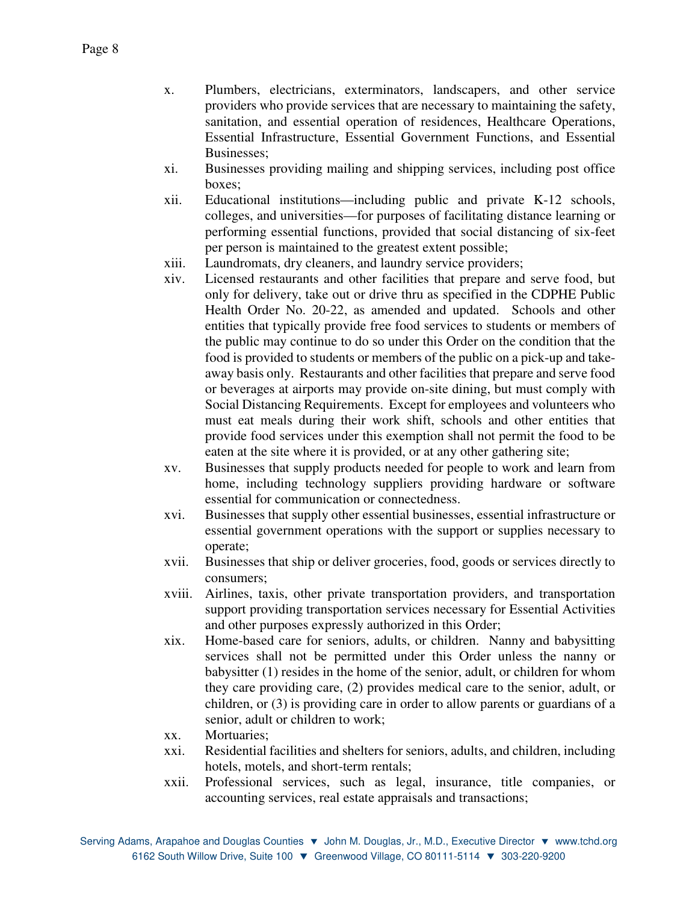x. Plumbers, electricians, exterminators, landscapers, and other service providers who provide services that are necessary to maintaining the safety, sanitation, and essential operation of residences, Healthcare Operations, Essential Infrastructure, Essential Government Functions, and Essential Businesses;

xi. Businesses providing mailing and shipping services, including post office boxes;

xii. Educational institutions—including public and private K-12 schools, colleges, and universities—for purposes of facilitating distance learning or performing essential functions, provided that social distancing of six-feet per person is maintained to the greatest extent possible;

xiii. Laundromats, dry cleaners, and laundry service providers;

xiv. Licensed restaurants and other facilities that prepare and serve food, but only for delivery, take out or drive thru as specified in the CDPHE Public Health Order No. 20-22, as amended and updated. Schools and other entities that typically provide free food services to students or members of the public may continue to do so under this Order on the condition that the food is provided to students or members of the public on a pick-up and take-away basis only. Restaurants and other facilities that prepare and serve food or beverages at airports may provide on-site dining, but must comply with Social Distancing Requirements. Except for employees and volunteers who must eat meals during their work shift, schools and other entities that provide food services under this exemption shall not permit the food to be eaten at the site where it is provided, or at any other gathering site;

xv. Businesses that supply products needed for people to work and learn from home, including technology suppliers providing hardware or software essential for communication or connectedness.

xvi. Businesses that supply other essential businesses, essential infrastructure or essential government operations with the support or supplies necessary to operate;

xvii. Businesses that ship or deliver groceries, food, goods or services directly to consumers;

xviii. Airlines, taxis, other private transportation providers, and transportation support providing transportation services necessary for Essential Activities and other purposes expressly authorized in this Order;

xix. Home-based care for seniors, adults, or children. Nanny and babysitting services shall not be permitted under this Order unless the nanny or babysitter (1) resides in the home of the senior, adult, or children for whom they care providing care, (2) provides medical care to the senior, adult, or children, or (3) is providing care in order to allow parents or guardians of a senior, adult or children to work;

xx. Mortuaries;

xxi. Residential facilities and shelters for seniors, adults, and children, including hotels, motels, and short-term rentals;

xxii. Professional services, such as legal, insurance, title companies, or accounting services, real estate appraisals and transactions;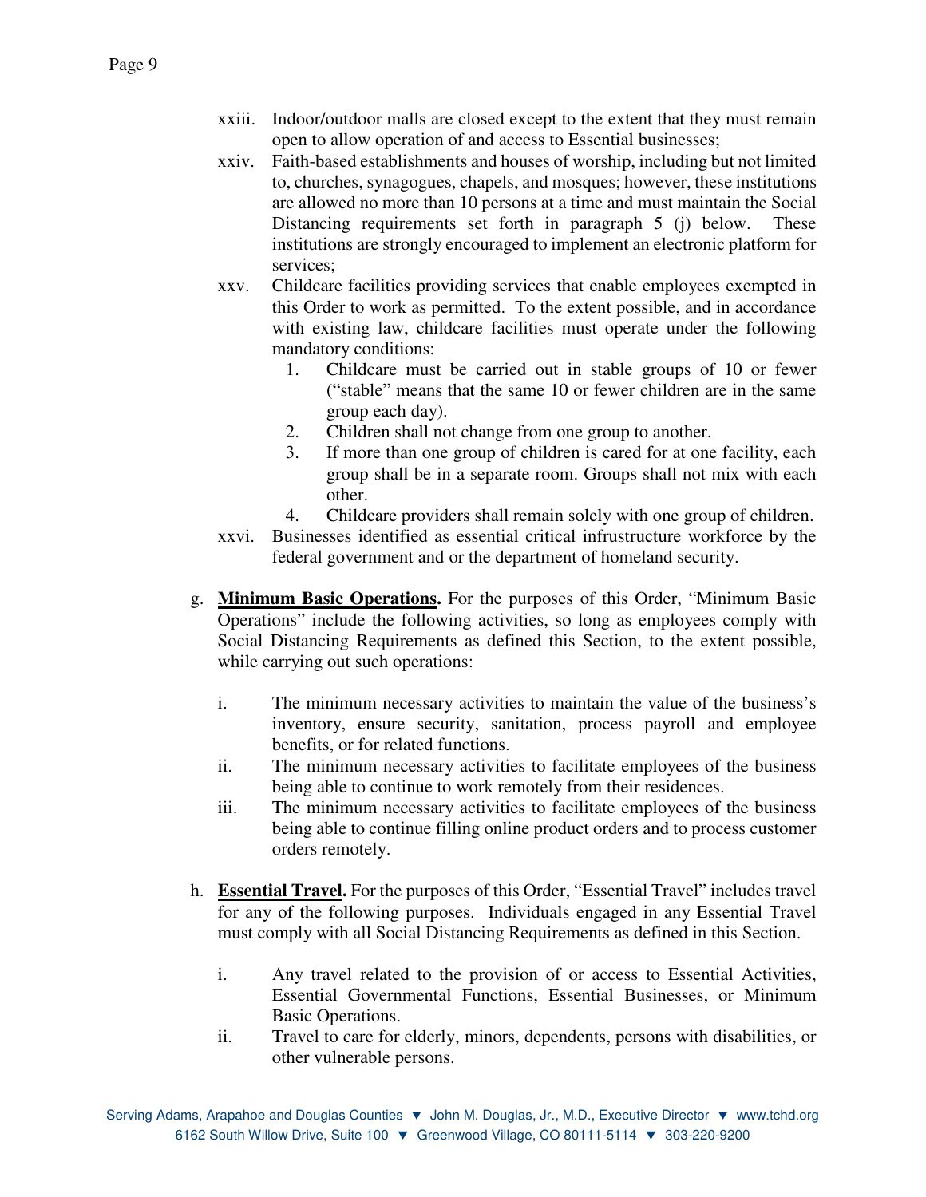xxiii. Indoor/outdoor malls are closed except to the extent that they must remain open to allow operation of and access to Essential businesses;

xxiv. Faith-based establishments and houses of worship, including but not limited to, churches, synagogues, chapels, and mosques; however, these institutions are allowed no more than 10 persons at a time and must maintain the Social Distancing requirements set forth in paragraph 5 (j) below. These institutions are strongly encouraged to implement an electronic platform for services;

xxv. Childcare facilities providing services that enable employees exempted in this Order to work as permitted. To the extent possible, and in accordance with existing law, childcare facilities must operate under the following mandatory conditions:

1. Childcare must be carried out in stable groups of 10 or fewer ("stable" means that the same 10 or fewer children are in the same group each day).
2. Children shall not change from one group to another.
3. If more than one group of children is cared for at one facility, each group shall be in a separate room. Groups shall not mix with each other.
4. Childcare providers shall remain solely with one group of children.

xxvi. Businesses identified as essential critical infrustructure workforce by the federal government and or the department of homeland security.

g. **Minimum Basic Operations.** For the purposes of this Order, "Minimum Basic Operations" include the following activities, so long as employees comply with Social Distancing Requirements as defined this Section, to the extent possible, while carrying out such operations:

i. The minimum necessary activities to maintain the value of the business's inventory, ensure security, sanitation, process payroll and employee benefits, or for related functions.

ii. The minimum necessary activities to facilitate employees of the business being able to continue to work remotely from their residences.

iii. The minimum necessary activities to facilitate employees of the business being able to continue filling online product orders and to process customer orders remotely.

h. **Essential Travel.** For the purposes of this Order, "Essential Travel" includes travel for any of the following purposes. Individuals engaged in any Essential Travel must comply with all Social Distancing Requirements as defined in this Section.

i. Any travel related to the provision of or access to Essential Activities, Essential Governmental Functions, Essential Businesses, or Minimum Basic Operations.

ii. Travel to care for elderly, minors, dependents, persons with disabilities, or other vulnerable persons.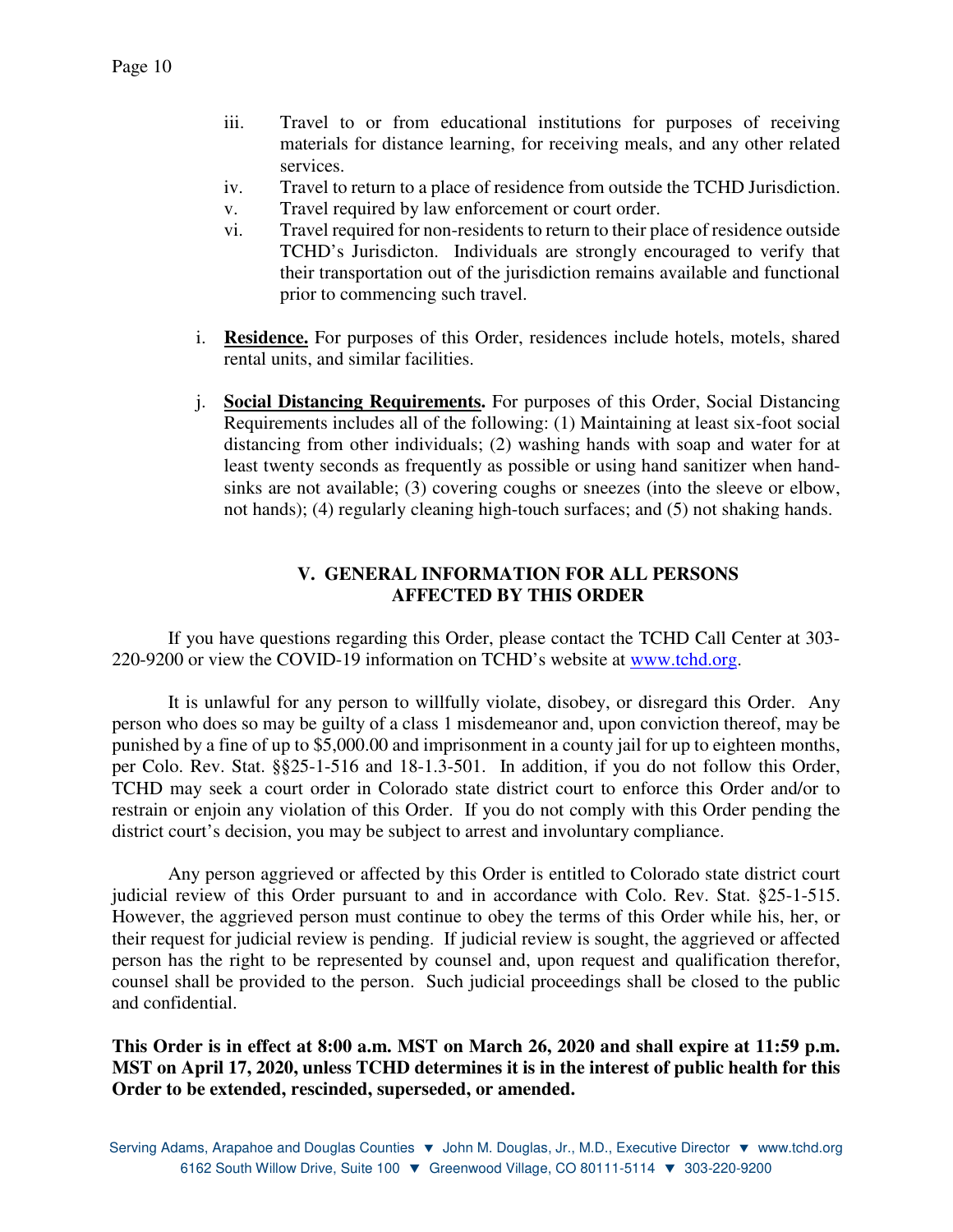iii. Travel to or from educational institutions for purposes of receiving materials for distance learning, for receiving meals, and any other related services.

iv. Travel to return to a place of residence from outside the TCHD Jurisdiction.

v. Travel required by law enforcement or court order.

vi. Travel required for non-residents to return to their place of residence outside TCHD's Jurisdicton. Individuals are strongly encouraged to verify that their transportation out of the jurisdiction remains available and functional prior to commencing such travel.

i. **Residence.** For purposes of this Order, residences include hotels, motels, shared rental units, and similar facilities.

j. **Social Distancing Requirements.** For purposes of this Order, Social Distancing Requirements includes all of the following: (1) Maintaining at least six-foot social distancing from other individuals; (2) washing hands with soap and water for at least twenty seconds as frequently as possible or using hand sanitizer when hand-sinks are not available; (3) covering coughs or sneezes (into the sleeve or elbow, not hands); (4) regularly cleaning high-touch surfaces; and (5) not shaking hands.

## V. GENERAL INFORMATION FOR ALL PERSONS AFFECTED BY THIS ORDER

If you have questions regarding this Order, please contact the TCHD Call Center at 303-220-9200 or view the COVID-19 information on TCHD's website at www.tchd.org.

It is unlawful for any person to willfully violate, disobey, or disregard this Order. Any person who does so may be guilty of a class 1 misdemeanor and, upon conviction thereof, may be punished by a fine of up to $5,000.00 and imprisonment in a county jail for up to eighteen months, per Colo. Rev. Stat. §§25-1-516 and 18-1.3-501. In addition, if you do not follow this Order, TCHD may seek a court order in Colorado state district court to enforce this Order and/or to restrain or enjoin any violation of this Order. If you do not comply with this Order pending the district court's decision, you may be subject to arrest and involuntary compliance.

Any person aggrieved or affected by this Order is entitled to Colorado state district court judicial review of this Order pursuant to and in accordance with Colo. Rev. Stat. §25-1-515. However, the aggrieved person must continue to obey the terms of this Order while his, her, or their request for judicial review is pending. If judicial review is sought, the aggrieved or affected person has the right to be represented by counsel and, upon request and qualification therefor, counsel shall be provided to the person. Such judicial proceedings shall be closed to the public and confidential.

**This Order is in effect at 8:00 a.m. MST on March 26, 2020 and shall expire at 11:59 p.m. MST on April 17, 2020, unless TCHD determines it is in the interest of public health for this Order to be extended, rescinded, superseded, or amended.**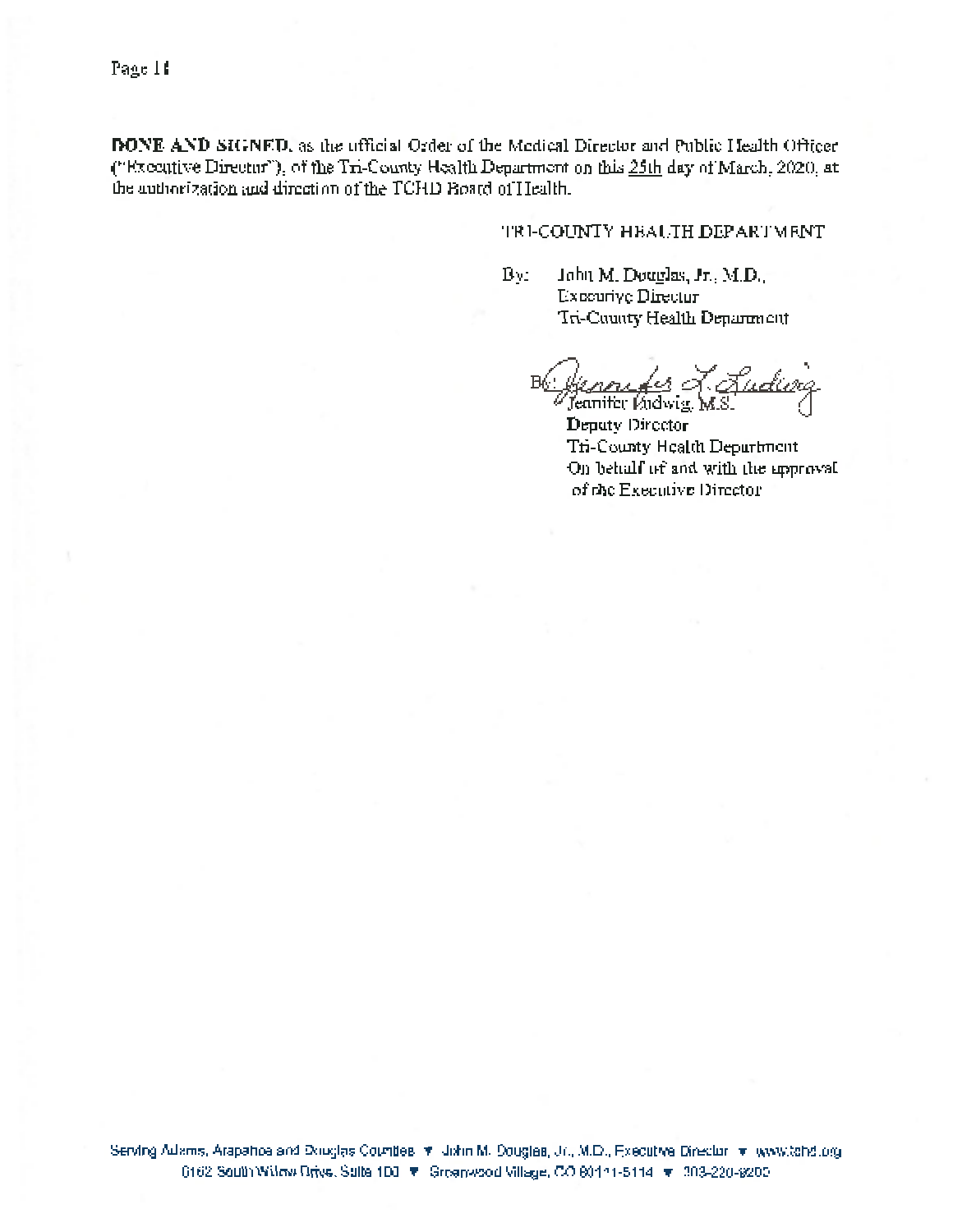**DONE AND SIGNED**, as the official Order of the Medical Director and Public Health Officer ("Executive Director"), of the Tri-County Health Department on this 25th day of March, 2020, at the authorization and direction of the TCHD Board of Health.

TRI-COUNTY HEALTH DEPARTMENT

By: John M. Douglas, Jr., M.D.,
Executive Director
Tri-County Health Department

By: Jennifer Ludwig, M.S.
Deputy Director
Tri-County Health Department
On behalf of and with the approval of the Executive Director

Serving Adams, Arapahoe and Douglas Counties ▼ John M. Douglas, Jr., M.D., Executive Director ▼ www.tchd.org
6162 South Willow Drive, Suite 100 ▼ Greenwood Village, CO 80111-5114 ▼ 303-220-9200